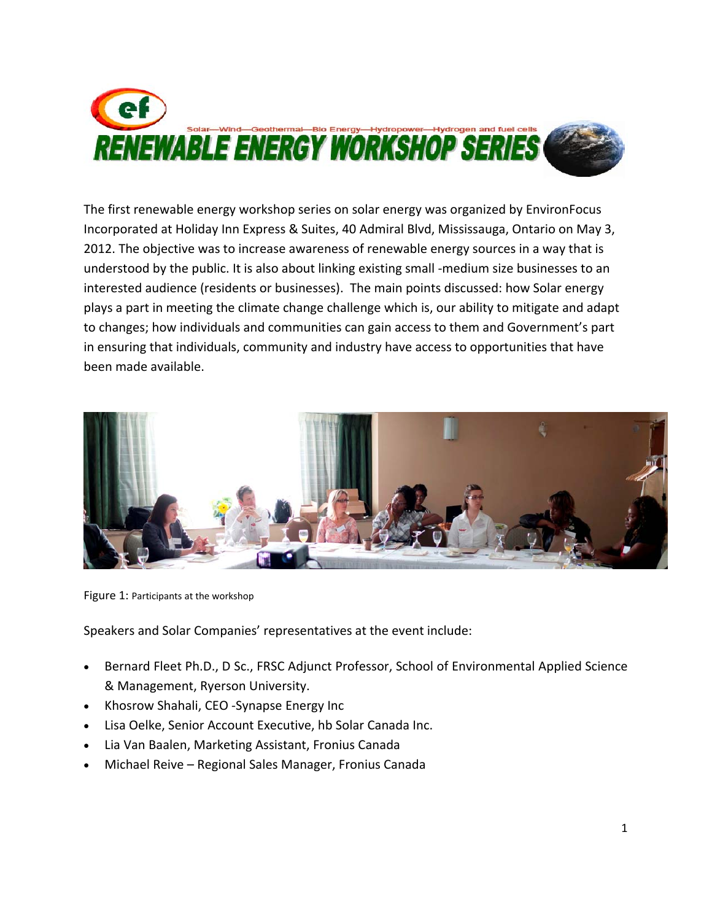# RENEWABLE ENERGY WORKSHOP SERIES

Solar—Wind—Geothermal—Bio Energy—Hydropower—Hydrogen and fuel cells

The first renewable energy workshop series on solar energy was organized by EnvironFocus Incorporated at Holiday Inn Express & Suites, 40 Admiral Blvd, Mississauga, Ontario on May 3, 2012. The objective was to increase awareness of renewable energy sources in a way that is understood by the public. It is also about linking existing small -medium size businesses to an interested audience (residents or businesses). The main points discussed: how Solar energy plays a part in meeting the climate change challenge which is, our ability to mitigate and adapt to changes; how individuals and communities can gain access to them and Government's part in ensuring that individuals, community and industry have access to opportunities that have been made available.

Figure 1: Participants at the workshop

Speakers and Solar Companies' representatives at the event include:

- Bernard Fleet Ph.D., D Sc., FRSC Adjunct Professor, School of Environmental Applied Science & Management, Ryerson University.
- Khosrow Shahali, CEO -Synapse Energy Inc
- Lisa Oelke, Senior Account Executive, hb Solar Canada Inc.
- Lia Van Baalen, Marketing Assistant, Fronius Canada
- Michael Reive – Regional Sales Manager, Fronius Canada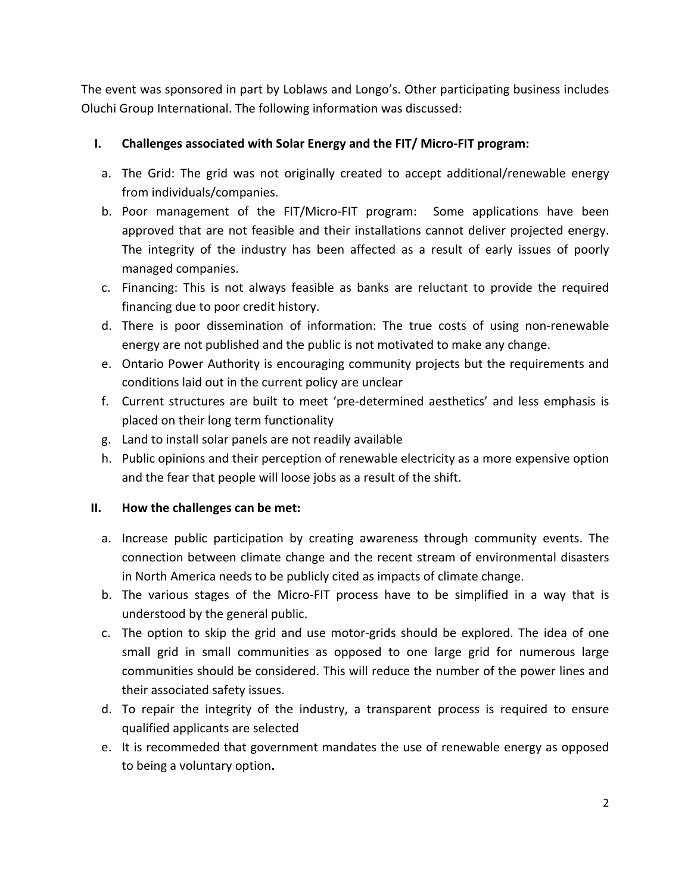The event was sponsored in part by Loblaws and Longo's. Other participating business includes Oluchi Group International. The following information was discussed:

## I. Challenges associated with Solar Energy and the FIT/ Micro-FIT program:

a. The Grid: The grid was not originally created to accept additional/renewable energy from individuals/companies.

b. Poor management of the FIT/Micro-FIT program: Some applications have been approved that are not feasible and their installations cannot deliver projected energy. The integrity of the industry has been affected as a result of early issues of poorly managed companies.

c. Financing: This is not always feasible as banks are reluctant to provide the required financing due to poor credit history.

d. There is poor dissemination of information: The true costs of using non-renewable energy are not published and the public is not motivated to make any change.

e. Ontario Power Authority is encouraging community projects but the requirements and conditions laid out in the current policy are unclear

f. Current structures are built to meet 'pre-determined aesthetics' and less emphasis is placed on their long term functionality

g. Land to install solar panels are not readily available

h. Public opinions and their perception of renewable electricity as a more expensive option and the fear that people will loose jobs as a result of the shift.

## II. How the challenges can be met:

a. Increase public participation by creating awareness through community events. The connection between climate change and the recent stream of environmental disasters in North America needs to be publicly cited as impacts of climate change.

b. The various stages of the Micro-FIT process have to be simplified in a way that is understood by the general public.

c. The option to skip the grid and use motor-grids should be explored. The idea of one small grid in small communities as opposed to one large grid for numerous large communities should be considered. This will reduce the number of the power lines and their associated safety issues.

d. To repair the integrity of the industry, a transparent process is required to ensure qualified applicants are selected

e. It is recommeded that government mandates the use of renewable energy as opposed to being a voluntary option**.**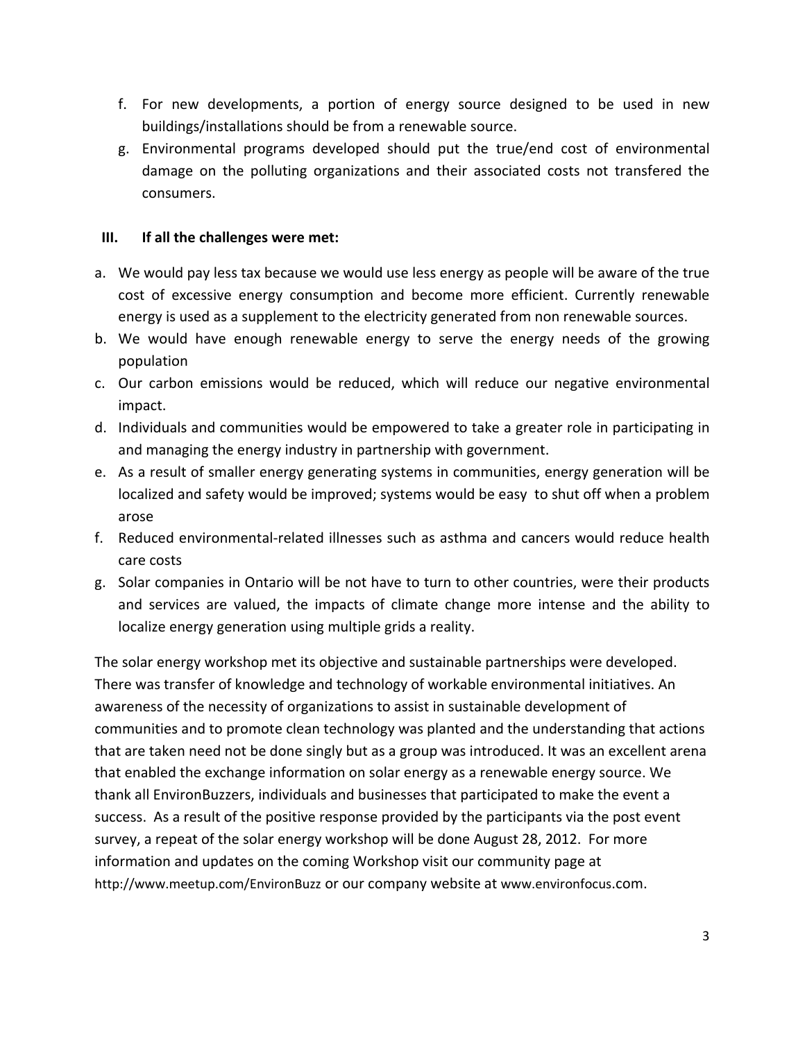f. For new developments, a portion of energy source designed to be used in new buildings/installations should be from a renewable source.
g. Environmental programs developed should put the true/end cost of environmental damage on the polluting organizations and their associated costs not transfered the consumers.

### III. If all the challenges were met:

a. We would pay less tax because we would use less energy as people will be aware of the true cost of excessive energy consumption and become more efficient. Currently renewable energy is used as a supplement to the electricity generated from non renewable sources.
b. We would have enough renewable energy to serve the energy needs of the growing population
c. Our carbon emissions would be reduced, which will reduce our negative environmental impact.
d. Individuals and communities would be empowered to take a greater role in participating in and managing the energy industry in partnership with government.
e. As a result of smaller energy generating systems in communities, energy generation will be localized and safety would be improved; systems would be easy to shut off when a problem arose
f. Reduced environmental-related illnesses such as asthma and cancers would reduce health care costs
g. Solar companies in Ontario will be not have to turn to other countries, were their products and services are valued, the impacts of climate change more intense and the ability to localize energy generation using multiple grids a reality.

The solar energy workshop met its objective and sustainable partnerships were developed. There was transfer of knowledge and technology of workable environmental initiatives. An awareness of the necessity of organizations to assist in sustainable development of communities and to promote clean technology was planted and the understanding that actions that are taken need not be done singly but as a group was introduced. It was an excellent arena that enabled the exchange information on solar energy as a renewable energy source. We thank all EnvironBuzzers, individuals and businesses that participated to make the event a success. As a result of the positive response provided by the participants via the post event survey, a repeat of the solar energy workshop will be done August 28, 2012. For more information and updates on the coming Workshop visit our community page at http://www.meetup.com/EnvironBuzz or our company website at www.environfocus.com.